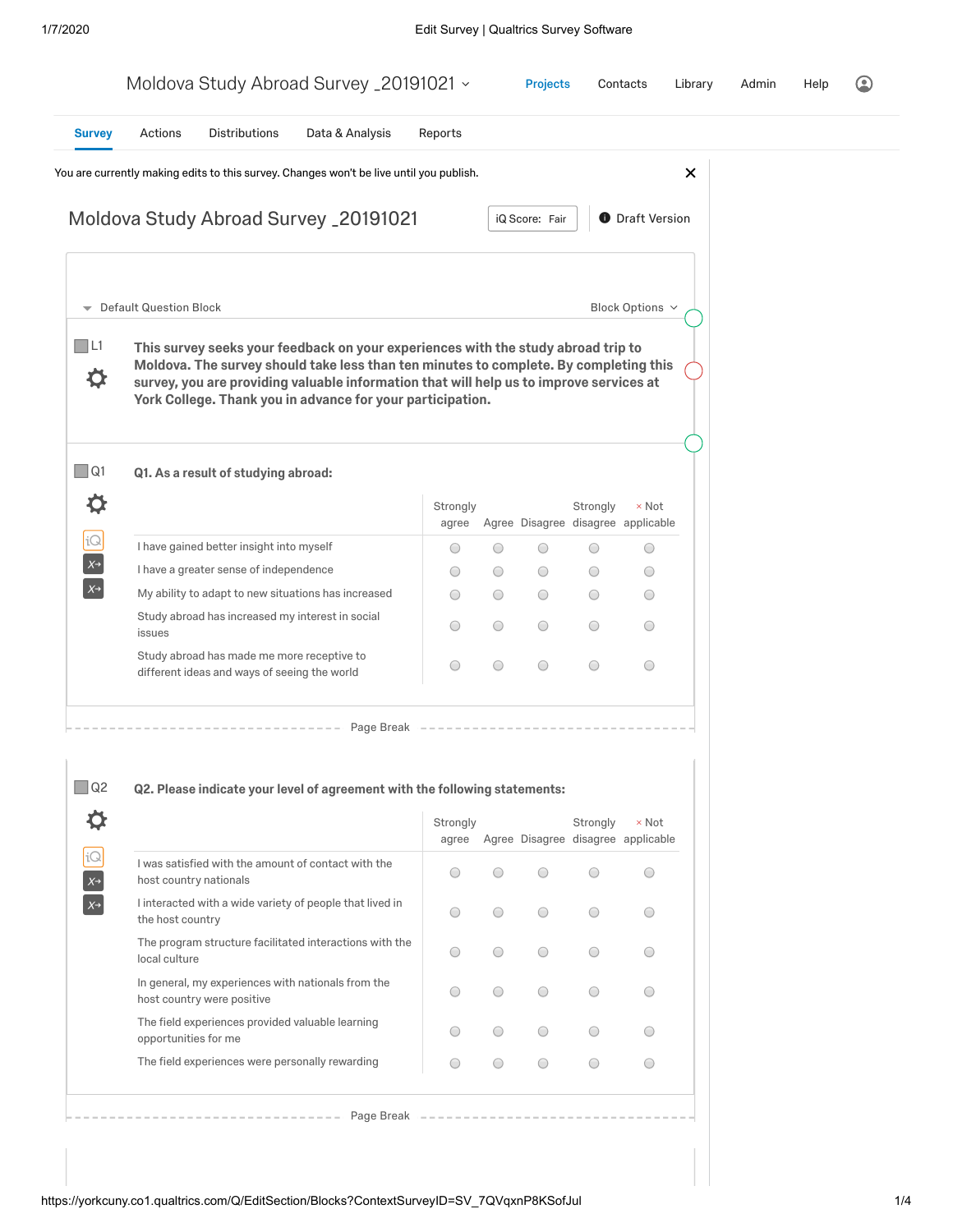Moldova Study Abroad Survey _20191021

Projects · Contacts · Library · Admin · Help

Survey · Actions · Distributions · Data & Analysis · Reports

You are currently making edits to this survey. Changes won't be live until you publish.

# Moldova Study Abroad Survey _20191021

iQ Score: Fair

Draft Version

Default Question Block

Block Options

L1

**This survey seeks your feedback on your experiences with the study abroad trip to Moldova. The survey should take less than ten minutes to complete. By completing this survey, you are providing valuable information that will help us to improve services at York College. Thank you in advance for your participation.**

Q1

**Q1. As a result of studying abroad:**

| | Strongly agree | Agree | Disagree | Strongly disagree | × Not applicable |
|---|---|---|---|---|---|
| I have gained better insight into myself | ○ | ○ | ○ | ○ | ○ |
| I have a greater sense of independence | ○ | ○ | ○ | ○ | ○ |
| My ability to adapt to new situations has increased | ○ | ○ | ○ | ○ | ○ |
| Study abroad has increased my interest in social issues | ○ | ○ | ○ | ○ | ○ |
| Study abroad has made me more receptive to different ideas and ways of seeing the world | ○ | ○ | ○ | ○ | ○ |

Page Break

Q2

**Q2. Please indicate your level of agreement with the following statements:**

| | Strongly agree | Agree | Disagree | Strongly disagree | × Not applicable |
|---|---|---|---|---|---|
| I was satisfied with the amount of contact with the host country nationals | ○ | ○ | ○ | ○ | ○ |
| I interacted with a wide variety of people that lived in the host country | ○ | ○ | ○ | ○ | ○ |
| The program structure facilitated interactions with the local culture | ○ | ○ | ○ | ○ | ○ |
| In general, my experiences with nationals from the host country were positive | ○ | ○ | ○ | ○ | ○ |
| The field experiences provided valuable learning opportunities for me | ○ | ○ | ○ | ○ | ○ |
| The field experiences were personally rewarding | ○ | ○ | ○ | ○ | ○ |

Page Break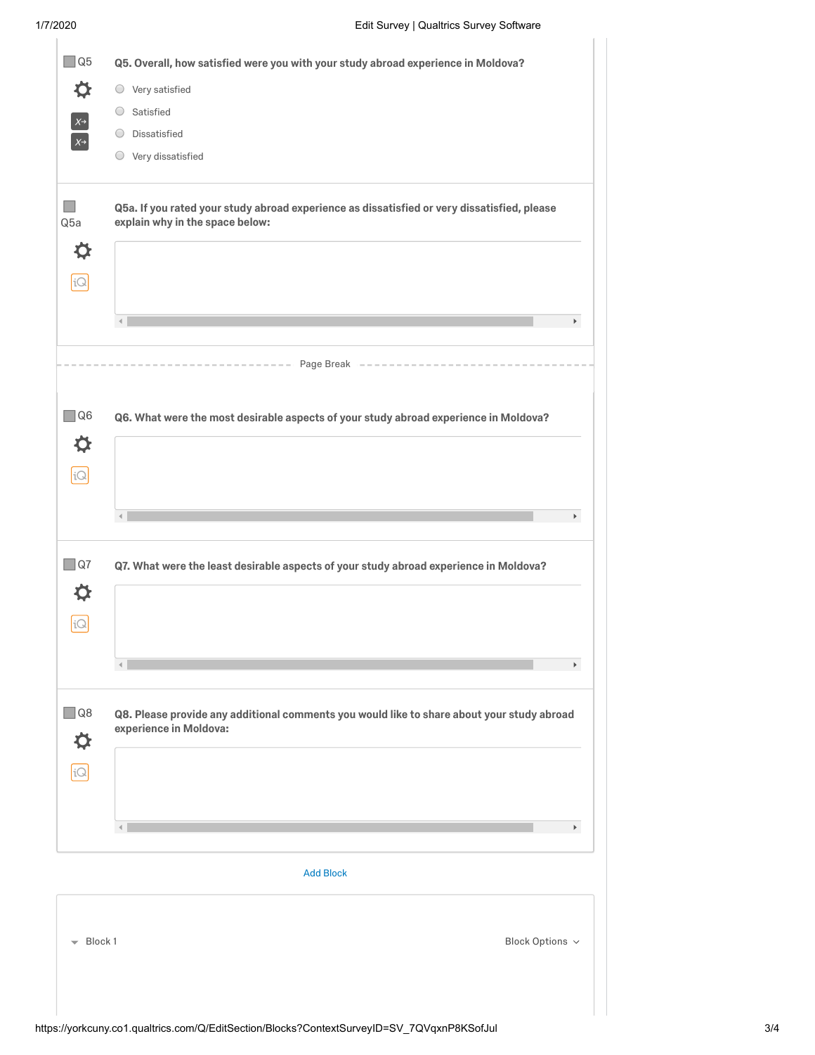Q5

**Q5. Overall, how satisfied were you with your study abroad experience in Moldova?**

- Very satisfied
- Satisfied
- Dissatisfied
- Very dissatisfied

Q5a

**Q5a. If you rated your study abroad experience as dissatisfied or very dissatisfied, please explain why in the space below:**

Page Break

Q6

**Q6. What were the most desirable aspects of your study abroad experience in Moldova?**

Q7

**Q7. What were the least desirable aspects of your study abroad experience in Moldova?**

Q8

**Q8. Please provide any additional comments you would like to share about your study abroad experience in Moldova:**

Add Block

Block 1

Block Options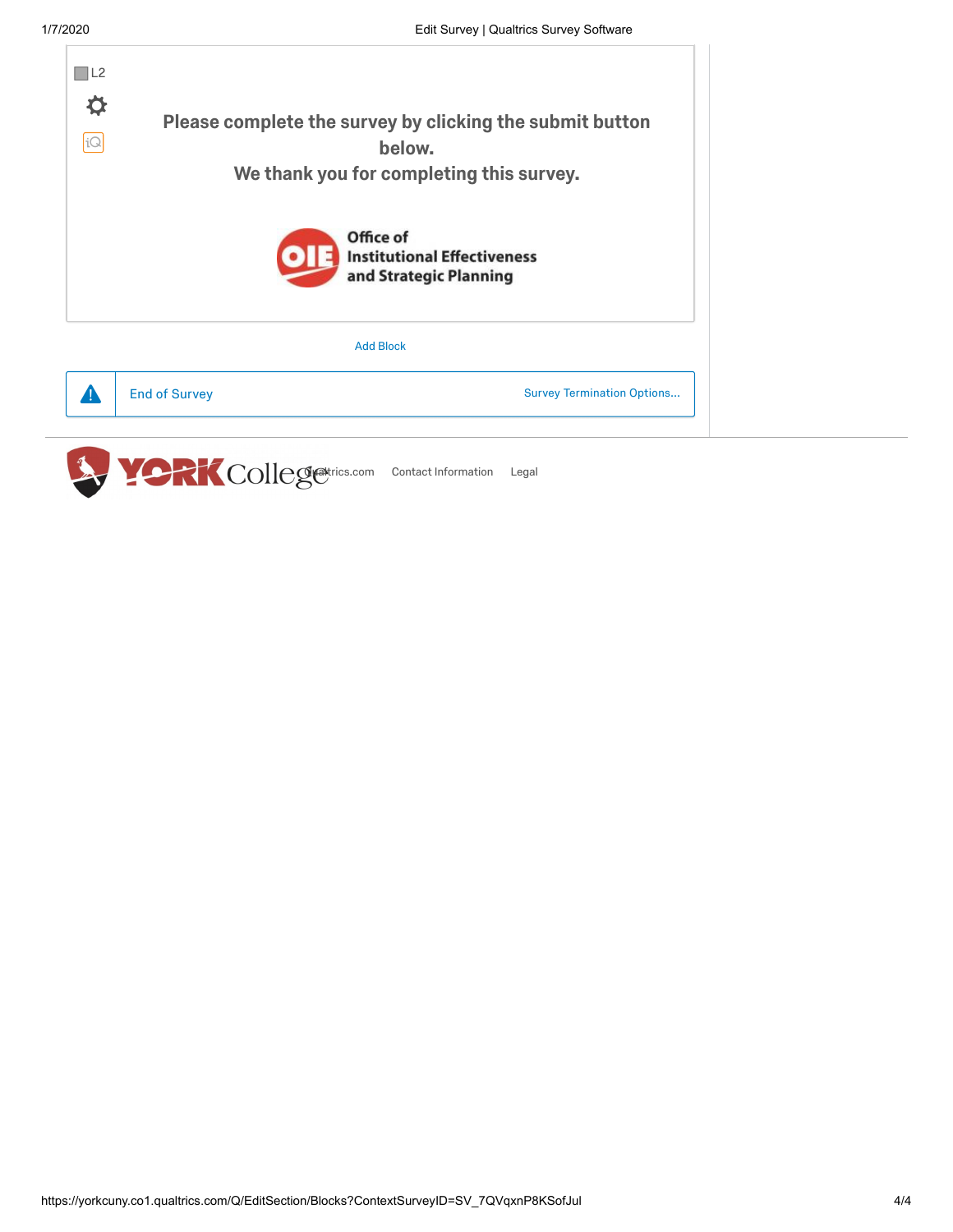L2

**Please complete the survey by clicking the submit button below.**
**We thank you for completing this survey.**

Office of Institutional Effectiveness and Strategic Planning

Add Block

End of Survey — Survey Termination Options...

Qualtrics.com Contact Information Legal